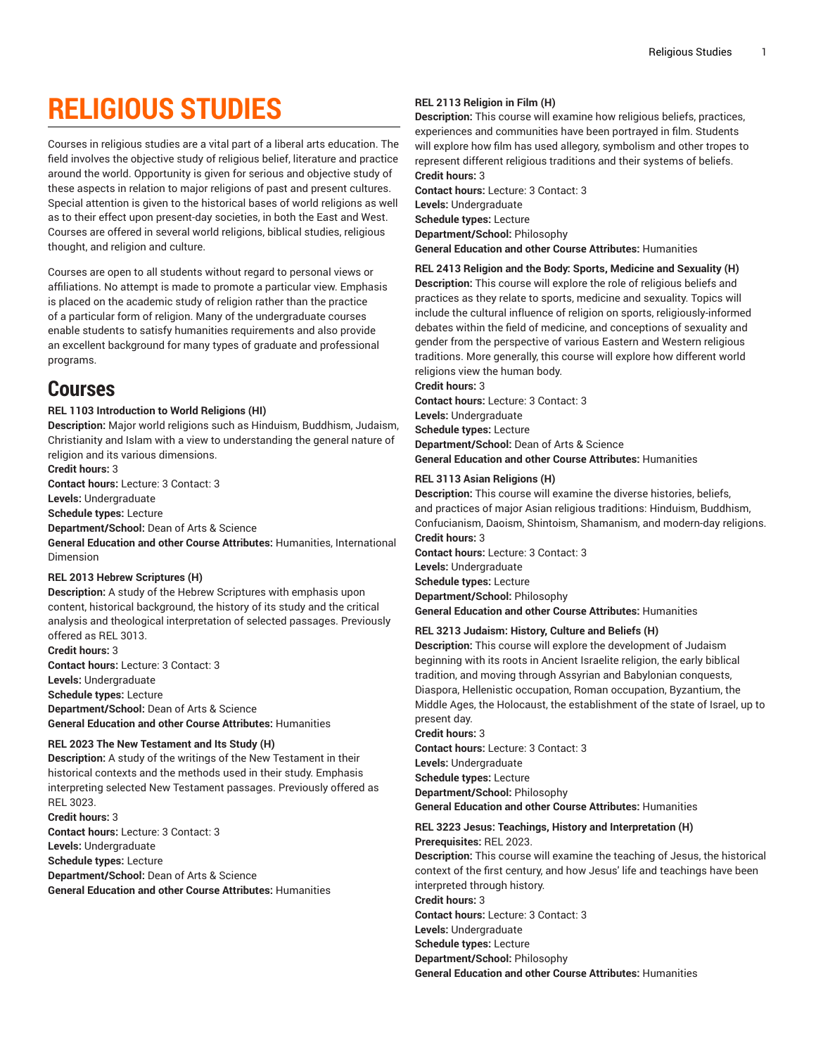# RELIGIOUS STUDIES

Courses in religious studies are a vital part of a liberal arts education. The field involves the objective study of religious belief, literature and practice around the world. Opportunity is given for serious and objective study of these aspects in relation to major religions of past and present cultures. Special attention is given to the historical bases of world religions as well as to their effect upon present-day societies, in both the East and West. Courses are offered in several world religions, biblical studies, religious thought, and religion and culture.

Courses are open to all students without regard to personal views or affiliations. No attempt is made to promote a particular view. Emphasis is placed on the academic study of religion rather than the practice of a particular form of religion. Many of the undergraduate courses enable students to satisfy humanities requirements and also provide an excellent background for many types of graduate and professional programs.

## Courses

**REL 1103 Introduction to World Religions (HI)**
**Description:** Major world religions such as Hinduism, Buddhism, Judaism, Christianity and Islam with a view to understanding the general nature of religion and its various dimensions.
**Credit hours:** 3
**Contact hours:** Lecture: 3 Contact: 3
**Levels:** Undergraduate
**Schedule types:** Lecture
**Department/School:** Dean of Arts & Science
**General Education and other Course Attributes:** Humanities, International Dimension

**REL 2013 Hebrew Scriptures (H)**
**Description:** A study of the Hebrew Scriptures with emphasis upon content, historical background, the history of its study and the critical analysis and theological interpretation of selected passages. Previously offered as REL 3013.
**Credit hours:** 3
**Contact hours:** Lecture: 3 Contact: 3
**Levels:** Undergraduate
**Schedule types:** Lecture
**Department/School:** Dean of Arts & Science
**General Education and other Course Attributes:** Humanities

**REL 2023 The New Testament and Its Study (H)**
**Description:** A study of the writings of the New Testament in their historical contexts and the methods used in their study. Emphasis interpreting selected New Testament passages. Previously offered as REL 3023.
**Credit hours:** 3
**Contact hours:** Lecture: 3 Contact: 3
**Levels:** Undergraduate
**Schedule types:** Lecture
**Department/School:** Dean of Arts & Science
**General Education and other Course Attributes:** Humanities

**REL 2113 Religion in Film (H)**
**Description:** This course will examine how religious beliefs, practices, experiences and communities have been portrayed in film. Students will explore how film has used allegory, symbolism and other tropes to represent different religious traditions and their systems of beliefs.
**Credit hours:** 3
**Contact hours:** Lecture: 3 Contact: 3
**Levels:** Undergraduate
**Schedule types:** Lecture
**Department/School:** Philosophy
**General Education and other Course Attributes:** Humanities

**REL 2413 Religion and the Body: Sports, Medicine and Sexuality (H)**
**Description:** This course will explore the role of religious beliefs and practices as they relate to sports, medicine and sexuality. Topics will include the cultural influence of religion on sports, religiously-informed debates within the field of medicine, and conceptions of sexuality and gender from the perspective of various Eastern and Western religious traditions. More generally, this course will explore how different world religions view the human body.
**Credit hours:** 3
**Contact hours:** Lecture: 3 Contact: 3
**Levels:** Undergraduate
**Schedule types:** Lecture
**Department/School:** Dean of Arts & Science
**General Education and other Course Attributes:** Humanities

**REL 3113 Asian Religions (H)**
**Description:** This course will examine the diverse histories, beliefs, and practices of major Asian religious traditions: Hinduism, Buddhism, Confucianism, Daoism, Shintoism, Shamanism, and modern-day religions.
**Credit hours:** 3
**Contact hours:** Lecture: 3 Contact: 3
**Levels:** Undergraduate
**Schedule types:** Lecture
**Department/School:** Philosophy
**General Education and other Course Attributes:** Humanities

**REL 3213 Judaism: History, Culture and Beliefs (H)**
**Description:** This course will explore the development of Judaism beginning with its roots in Ancient Israelite religion, the early biblical tradition, and moving through Assyrian and Babylonian conquests, Diaspora, Hellenistic occupation, Roman occupation, Byzantium, the Middle Ages, the Holocaust, the establishment of the state of Israel, up to present day.
**Credit hours:** 3
**Contact hours:** Lecture: 3 Contact: 3
**Levels:** Undergraduate
**Schedule types:** Lecture
**Department/School:** Philosophy
**General Education and other Course Attributes:** Humanities

**REL 3223 Jesus: Teachings, History and Interpretation (H)**
**Prerequisites:** REL 2023.
**Description:** This course will examine the teaching of Jesus, the historical context of the first century, and how Jesus' life and teachings have been interpreted through history.
**Credit hours:** 3
**Contact hours:** Lecture: 3 Contact: 3
**Levels:** Undergraduate
**Schedule types:** Lecture
**Department/School:** Philosophy
**General Education and other Course Attributes:** Humanities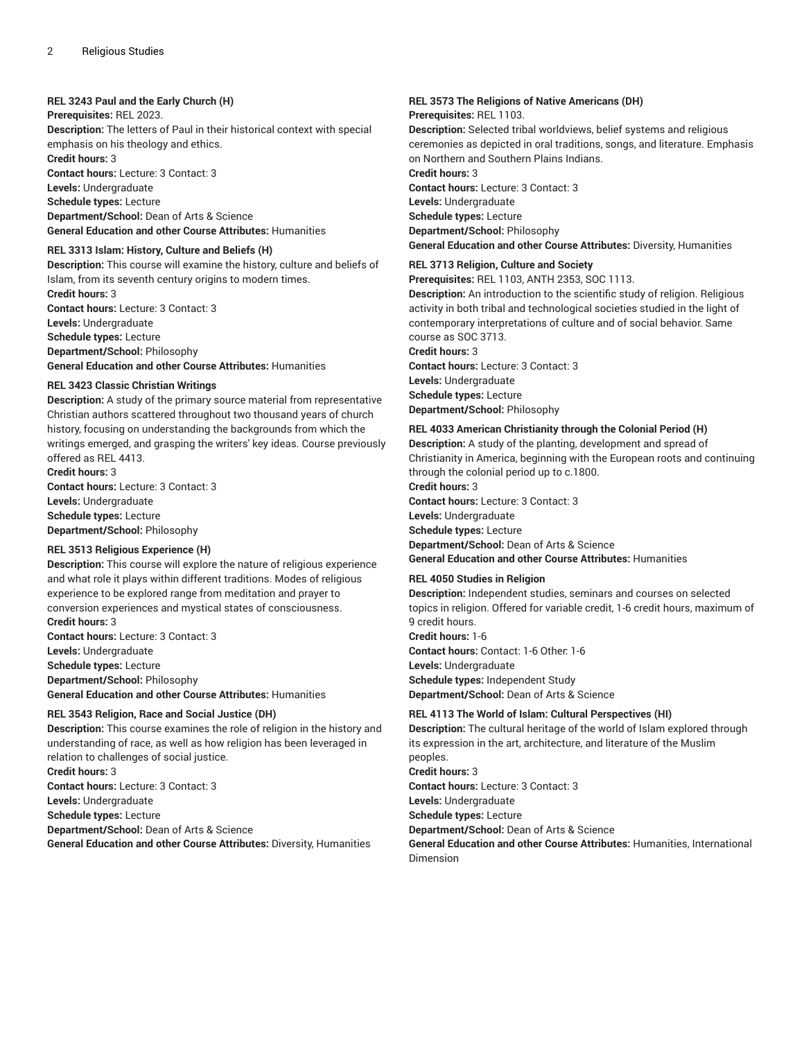#### REL 3243 Paul and the Early Church (H)

**Prerequisites:** REL 2023.
**Description:** The letters of Paul in their historical context with special emphasis on his theology and ethics.
**Credit hours:** 3
**Contact hours:** Lecture: 3 Contact: 3
**Levels:** Undergraduate
**Schedule types:** Lecture
**Department/School:** Dean of Arts & Science
**General Education and other Course Attributes:** Humanities

#### REL 3313 Islam: History, Culture and Beliefs (H)

**Description:** This course will examine the history, culture and beliefs of Islam, from its seventh century origins to modern times.
**Credit hours:** 3
**Contact hours:** Lecture: 3 Contact: 3
**Levels:** Undergraduate
**Schedule types:** Lecture
**Department/School:** Philosophy
**General Education and other Course Attributes:** Humanities

#### REL 3423 Classic Christian Writings

**Description:** A study of the primary source material from representative Christian authors scattered throughout two thousand years of church history, focusing on understanding the backgrounds from which the writings emerged, and grasping the writers' key ideas. Course previously offered as REL 4413.
**Credit hours:** 3
**Contact hours:** Lecture: 3 Contact: 3
**Levels:** Undergraduate
**Schedule types:** Lecture
**Department/School:** Philosophy

#### REL 3513 Religious Experience (H)

**Description:** This course will explore the nature of religious experience and what role it plays within different traditions. Modes of religious experience to be explored range from meditation and prayer to conversion experiences and mystical states of consciousness.
**Credit hours:** 3
**Contact hours:** Lecture: 3 Contact: 3
**Levels:** Undergraduate
**Schedule types:** Lecture
**Department/School:** Philosophy
**General Education and other Course Attributes:** Humanities

#### REL 3543 Religion, Race and Social Justice (DH)

**Description:** This course examines the role of religion in the history and understanding of race, as well as how religion has been leveraged in relation to challenges of social justice.
**Credit hours:** 3
**Contact hours:** Lecture: 3 Contact: 3
**Levels:** Undergraduate
**Schedule types:** Lecture
**Department/School:** Dean of Arts & Science
**General Education and other Course Attributes:** Diversity, Humanities

#### REL 3573 The Religions of Native Americans (DH)

**Prerequisites:** REL 1103.
**Description:** Selected tribal worldviews, belief systems and religious ceremonies as depicted in oral traditions, songs, and literature. Emphasis on Northern and Southern Plains Indians.
**Credit hours:** 3
**Contact hours:** Lecture: 3 Contact: 3
**Levels:** Undergraduate
**Schedule types:** Lecture
**Department/School:** Philosophy
**General Education and other Course Attributes:** Diversity, Humanities

#### REL 3713 Religion, Culture and Society

**Prerequisites:** REL 1103, ANTH 2353, SOC 1113.
**Description:** An introduction to the scientific study of religion. Religious activity in both tribal and technological societies studied in the light of contemporary interpretations of culture and of social behavior. Same course as SOC 3713.
**Credit hours:** 3
**Contact hours:** Lecture: 3 Contact: 3
**Levels:** Undergraduate
**Schedule types:** Lecture
**Department/School:** Philosophy

#### REL 4033 American Christianity through the Colonial Period (H)

**Description:** A study of the planting, development and spread of Christianity in America, beginning with the European roots and continuing through the colonial period up to c.1800.
**Credit hours:** 3
**Contact hours:** Lecture: 3 Contact: 3
**Levels:** Undergraduate
**Schedule types:** Lecture
**Department/School:** Dean of Arts & Science
**General Education and other Course Attributes:** Humanities

#### REL 4050 Studies in Religion

**Description:** Independent studies, seminars and courses on selected topics in religion. Offered for variable credit, 1-6 credit hours, maximum of 9 credit hours.
**Credit hours:** 1-6
**Contact hours:** Contact: 1-6 Other: 1-6
**Levels:** Undergraduate
**Schedule types:** Independent Study
**Department/School:** Dean of Arts & Science

#### REL 4113 The World of Islam: Cultural Perspectives (HI)

**Description:** The cultural heritage of the world of Islam explored through its expression in the art, architecture, and literature of the Muslim peoples.
**Credit hours:** 3
**Contact hours:** Lecture: 3 Contact: 3
**Levels:** Undergraduate
**Schedule types:** Lecture
**Department/School:** Dean of Arts & Science
**General Education and other Course Attributes:** Humanities, International Dimension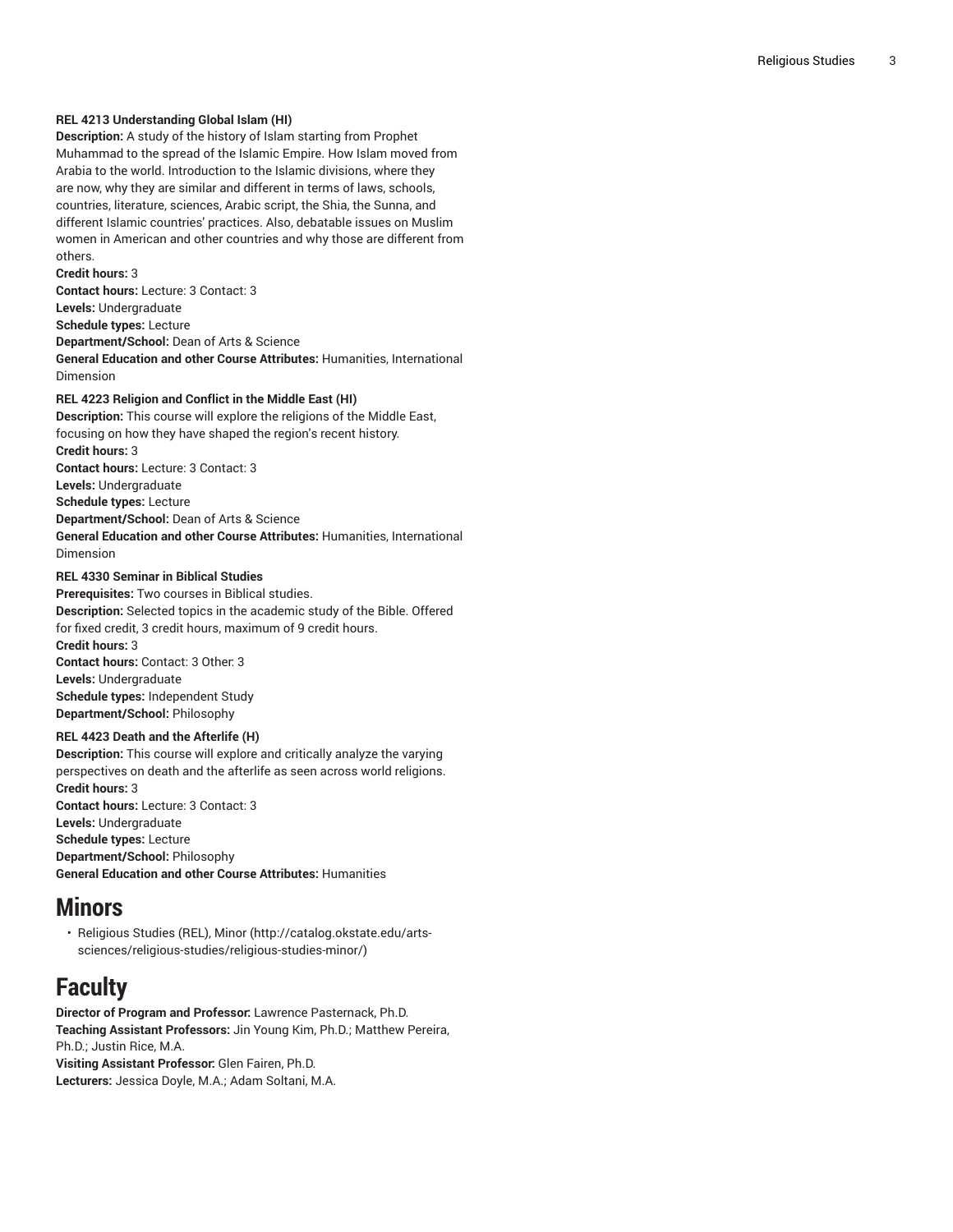**REL 4213 Understanding Global Islam (HI)**
**Description:** A study of the history of Islam starting from Prophet Muhammad to the spread of the Islamic Empire. How Islam moved from Arabia to the world. Introduction to the Islamic divisions, where they are now, why they are similar and different in terms of laws, schools, countries, literature, sciences, Arabic script, the Shia, the Sunna, and different Islamic countries' practices. Also, debatable issues on Muslim women in American and other countries and why those are different from others.
**Credit hours:** 3
**Contact hours:** Lecture: 3 Contact: 3
**Levels:** Undergraduate
**Schedule types:** Lecture
**Department/School:** Dean of Arts & Science
**General Education and other Course Attributes:** Humanities, International Dimension

**REL 4223 Religion and Conflict in the Middle East (HI)**
**Description:** This course will explore the religions of the Middle East, focusing on how they have shaped the region's recent history.
**Credit hours:** 3
**Contact hours:** Lecture: 3 Contact: 3
**Levels:** Undergraduate
**Schedule types:** Lecture
**Department/School:** Dean of Arts & Science
**General Education and other Course Attributes:** Humanities, International Dimension

**REL 4330 Seminar in Biblical Studies**
**Prerequisites:** Two courses in Biblical studies.
**Description:** Selected topics in the academic study of the Bible. Offered for fixed credit, 3 credit hours, maximum of 9 credit hours.
**Credit hours:** 3
**Contact hours:** Contact: 3 Other: 3
**Levels:** Undergraduate
**Schedule types:** Independent Study
**Department/School:** Philosophy

**REL 4423 Death and the Afterlife (H)**
**Description:** This course will explore and critically analyze the varying perspectives on death and the afterlife as seen across world religions.
**Credit hours:** 3
**Contact hours:** Lecture: 3 Contact: 3
**Levels:** Undergraduate
**Schedule types:** Lecture
**Department/School:** Philosophy
**General Education and other Course Attributes:** Humanities

# Minors

- Religious Studies (REL), Minor (http://catalog.okstate.edu/arts-sciences/religious-studies/religious-studies-minor/)

# Faculty

**Director of Program and Professor:** Lawrence Pasternack, Ph.D.
**Teaching Assistant Professors:** Jin Young Kim, Ph.D.; Matthew Pereira, Ph.D.; Justin Rice, M.A.
**Visiting Assistant Professor:** Glen Fairen, Ph.D.
**Lecturers:** Jessica Doyle, M.A.; Adam Soltani, M.A.